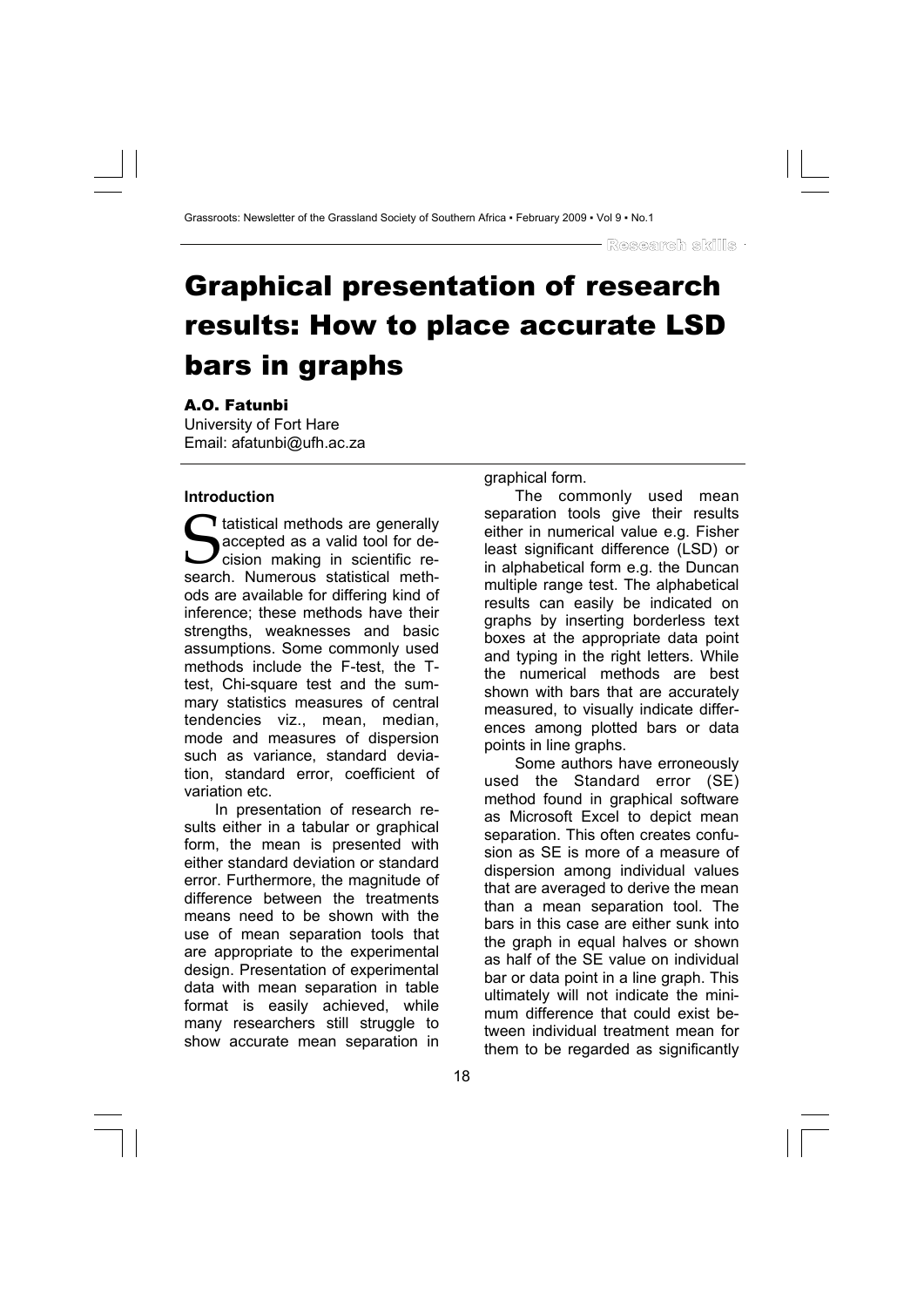# Graphical presentation of research results: How to place accurate LSD bars in graphs

**A.O. Fatunbi**

University of Fort Hare
Email: afatunbi@ufh.ac.za

**Introduction**

Statistical methods are generally accepted as a valid tool for decision making in scientific research. Numerous statistical methods are available for differing kind of inference; these methods have their strengths, weaknesses and basic assumptions. Some commonly used methods include the F-test, the T-test, Chi-square test and the summary statistics measures of central tendencies viz., mean, median, mode and measures of dispersion such as variance, standard deviation, standard error, coefficient of variation etc.

In presentation of research results either in a tabular or graphical form, the mean is presented with either standard deviation or standard error. Furthermore, the magnitude of difference between the treatments means need to be shown with the use of mean separation tools that are appropriate to the experimental design. Presentation of experimental data with mean separation in table format is easily achieved, while many researchers still struggle to show accurate mean separation in graphical form.

The commonly used mean separation tools give their results either in numerical value e.g. Fisher least significant difference (LSD) or in alphabetical form e.g. the Duncan multiple range test. The alphabetical results can easily be indicated on graphs by inserting borderless text boxes at the appropriate data point and typing in the right letters. While the numerical methods are best shown with bars that are accurately measured, to visually indicate differences among plotted bars or data points in line graphs.

Some authors have erroneously used the Standard error (SE) method found in graphical software as Microsoft Excel to depict mean separation. This often creates confusion as SE is more of a measure of dispersion among individual values that are averaged to derive the mean than a mean separation tool. The bars in this case are either sunk into the graph in equal halves or shown as half of the SE value on individual bar or data point in a line graph. This ultimately will not indicate the minimum difference that could exist between individual treatment mean for them to be regarded as significantly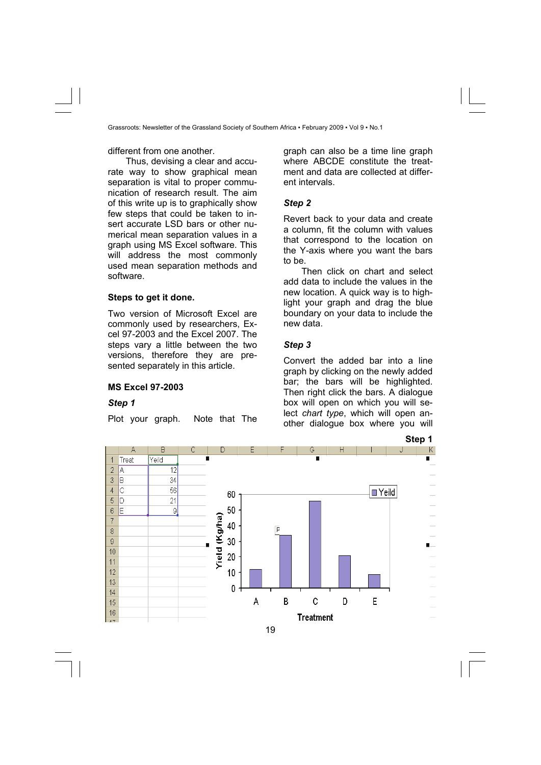different from one another.

Thus, devising a clear and accurate way to show graphical mean separation is vital to proper communication of research result. The aim of this write up is to graphically show few steps that could be taken to insert accurate LSD bars or other numerical mean separation values in a graph using MS Excel software. This will address the most commonly used mean separation methods and software.

**Steps to get it done.**

Two version of Microsoft Excel are commonly used by researchers, Excel 97-2003 and the Excel 2007. The steps vary a little between the two versions, therefore they are presented separately in this article.

**MS Excel 97-2003**

***Step 1***

Plot your graph. Note that The graph can also be a time line graph where ABCDE constitute the treatment and data are collected at different intervals.

***Step 2***

Revert back to your data and create a column, fit the column with values that correspond to the location on the Y-axis where you want the bars to be.

Then click on chart and select add data to include the values in the new location. A quick way is to highlight your graph and drag the blue boundary on your data to include the new data.

***Step 3***

Convert the added bar into a line graph by clicking on the newly added bar; the bars will be highlighted. Then right click the bars. A dialogue box will open on which you will select *chart type*, which will open another dialogue box where you will

**Step 1**

| Treat | Yeild |
|---|---|
| A | 12 |
| B | 34 |
| C | 56 |
| D | 21 |
| E | 9 |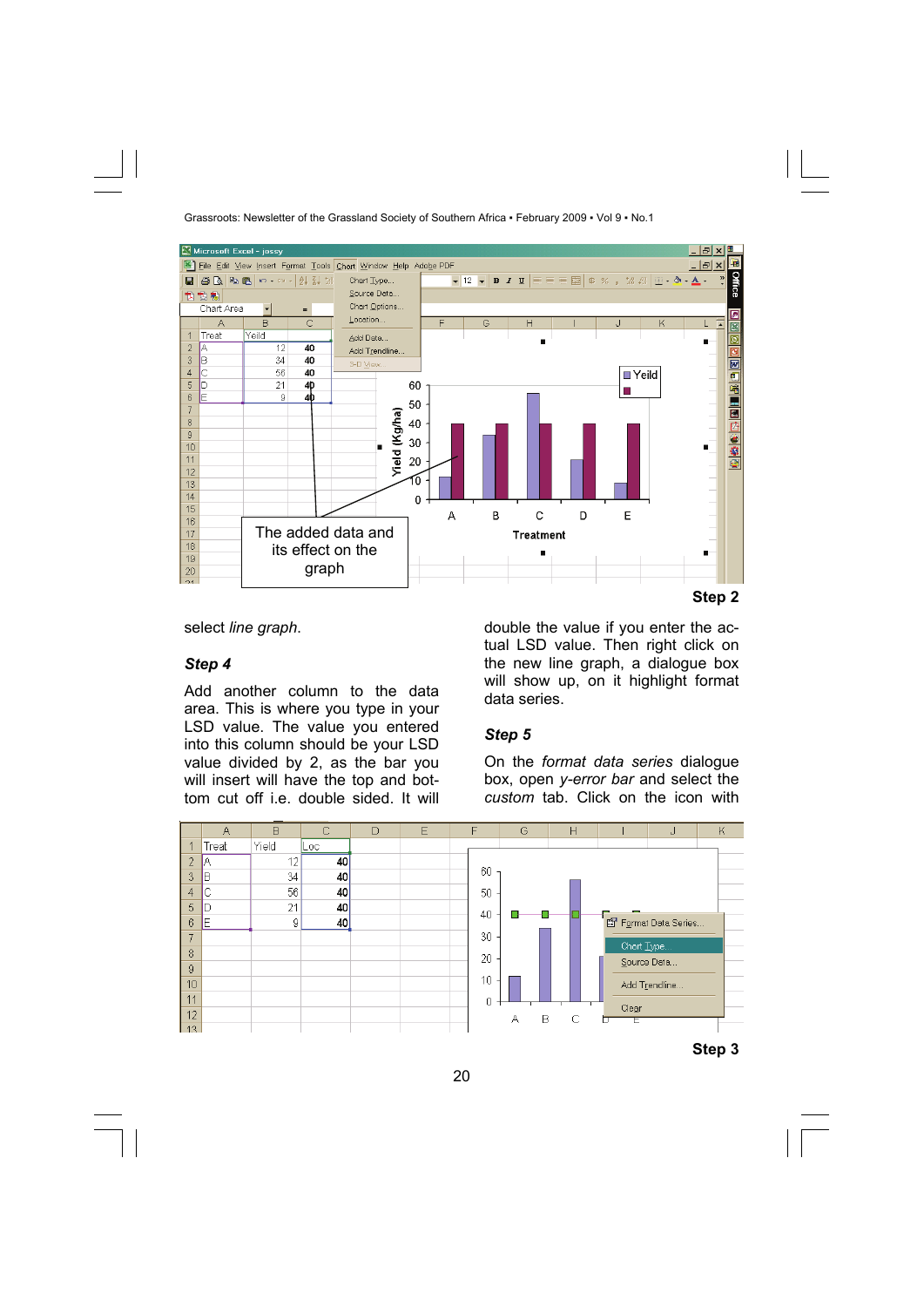**Step 2**

select *line graph*.

***Step 4***

Add another column to the data area. This is where you type in your LSD value. The value you entered into this column should be your LSD value divided by 2, as the bar you will insert will have the top and bottom cut off i.e. double sided. It will double the value if you enter the actual LSD value. Then right click on the new line graph, a dialogue box will show up, on it highlight format data series.

***Step 5***

On the *format data series* dialogue box, open *y-error bar* and select the *custom* tab. Click on the icon with

**Step 3**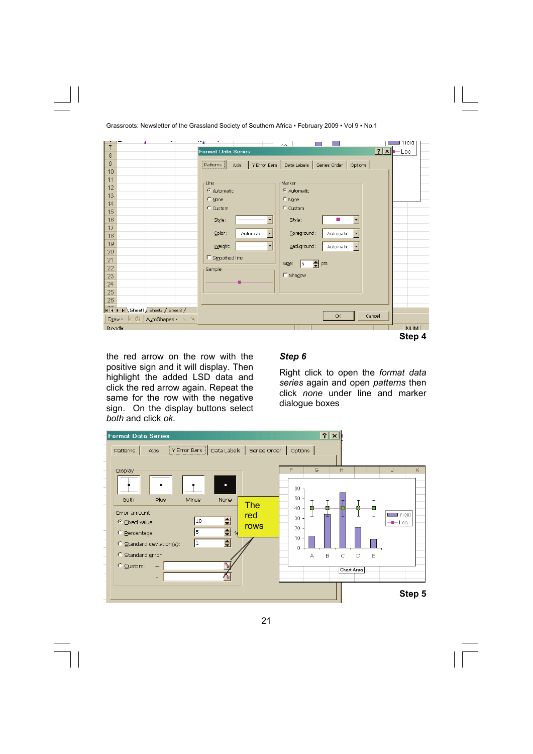**Step 4**

the red arrow on the row with the positive sign and it will display. Then highlight the added LSD data and click the red arrow again. Repeat the same for the row with the negative sign. On the display buttons select *both* and click *ok.*

***Step 6***

Right click to open the *format data series* again and open *patterns* then click *none* under line and marker dialogue boxes

**Step 5**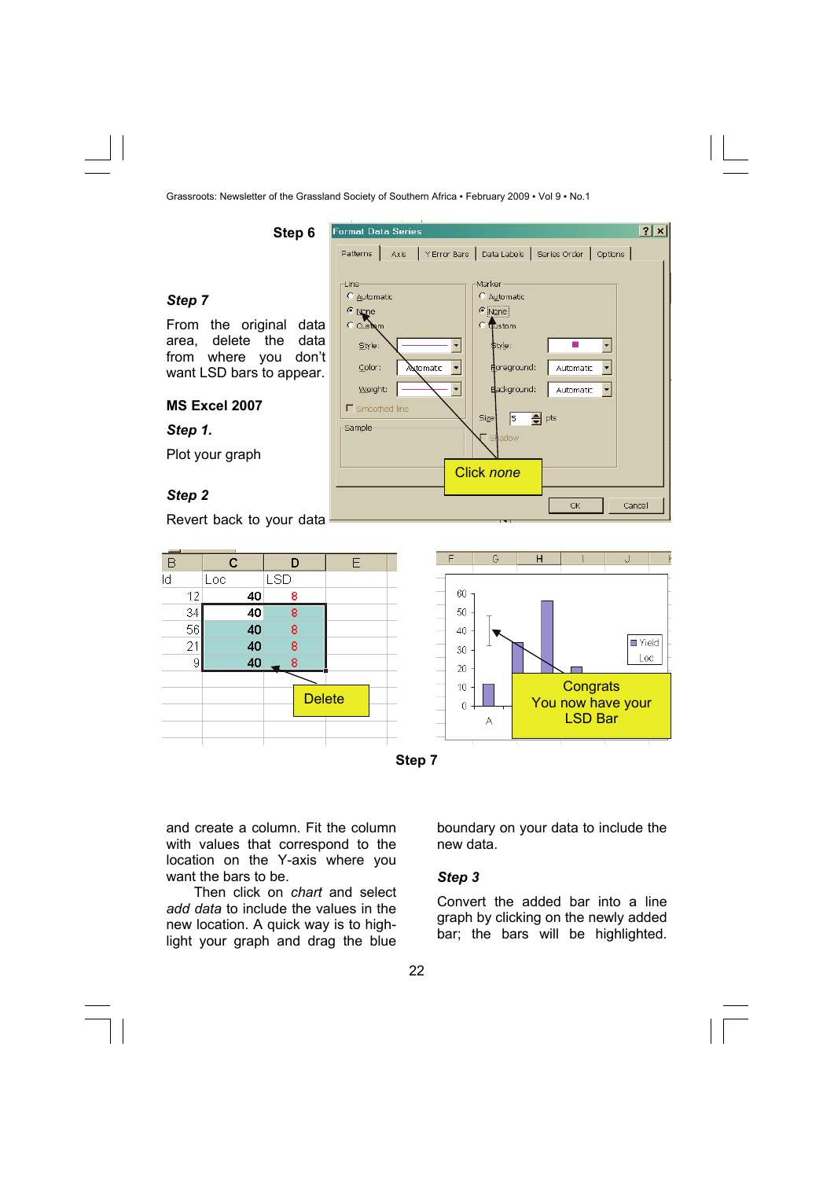**Step 6**

***Step 7***

From the original data area, delete the data from where you don't want LSD bars to appear.

**MS Excel 2007**

***Step 1.***

Plot your graph

***Step 2***

Revert back to your data and create a column. Fit the column with values that correspond to the location on the Y-axis where you want the bars to be.

Then click on *chart* and select *add data* to include the values in the new location. A quick way is to highlight your graph and drag the blue boundary on your data to include the new data.

***Step 3***

Convert the added bar into a line graph by clicking on the newly added bar; the bars will be highlighted.

Click *none*

Delete

Congrats
You now have your LSD Bar

**Step 7**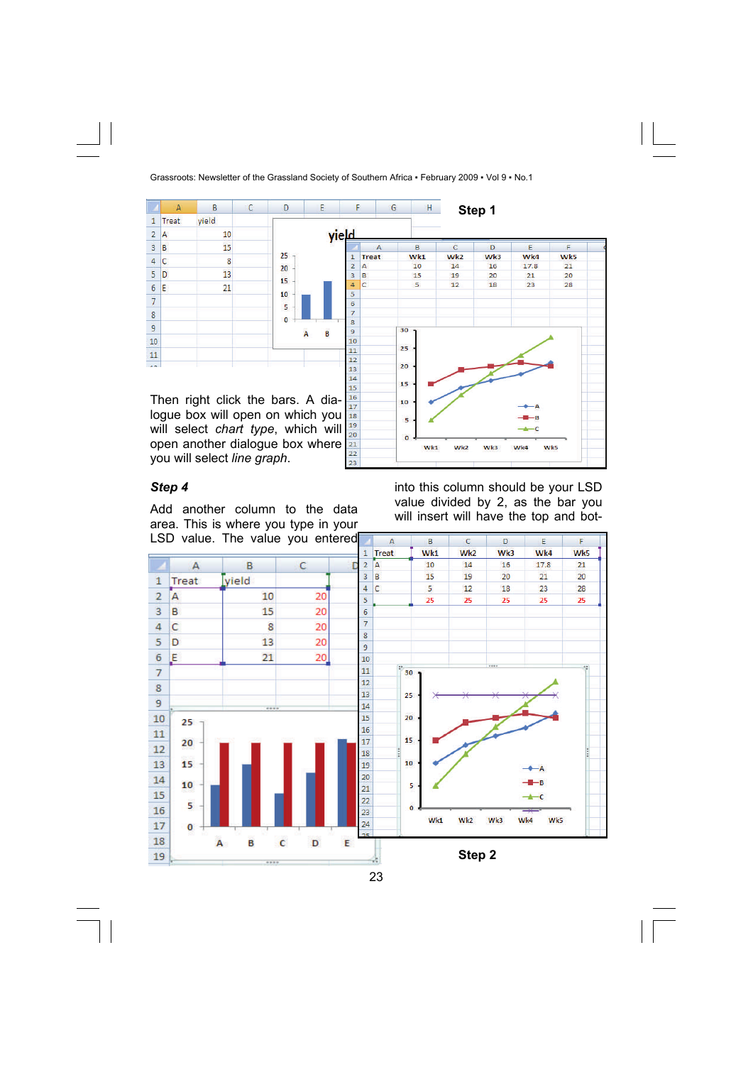**Step 1**

Then right click the bars. A dialogue box will open on which you will select *chart type*, which will open another dialogue box where you will select *line graph*.

### *Step 4*

Add another column to the data area. This is where you type in your LSD value. The value you entered into this column should be your LSD value divided by 2, as the bar you will insert will have the top and bot-

**Step 2**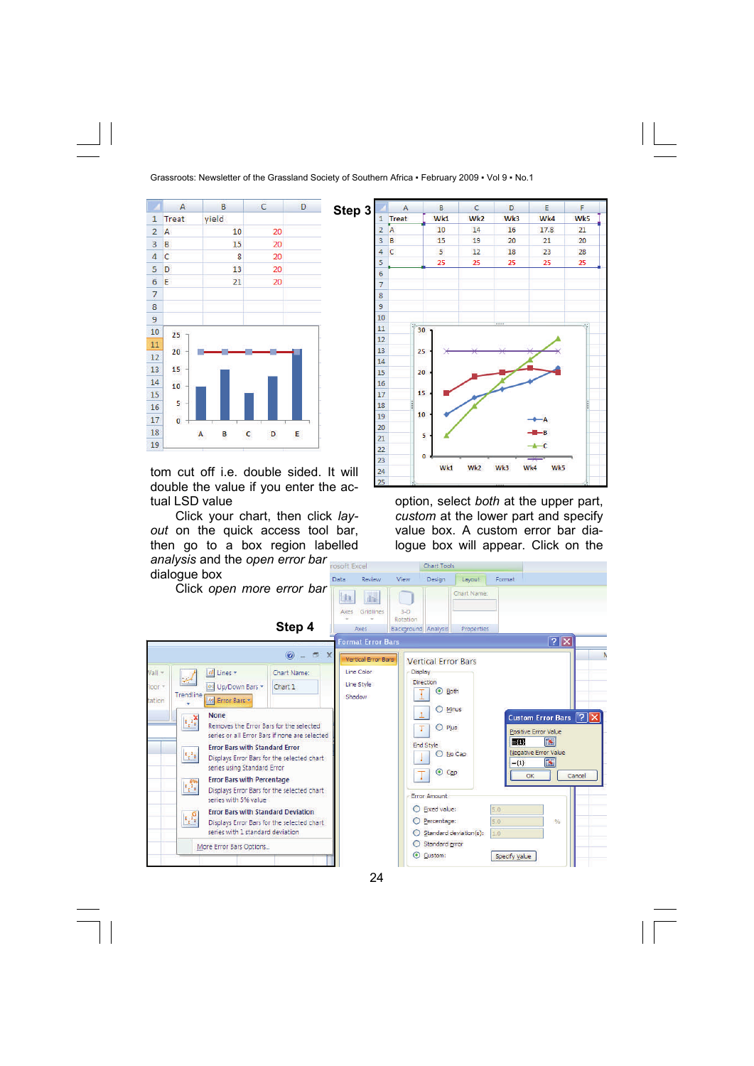tom cut off i.e. double sided. It will double the value if you enter the actual LSD value

Click your chart, then click *layout* on the quick access tool bar, then go to a box region labelled *analysis* and the *open error bar* dialogue box

Click *open more error bar* option, select *both* at the upper part, *custom* at the lower part and specify value box. A custom error bar dialogue box will appear. Click on the

**Step 3**

**Step 4**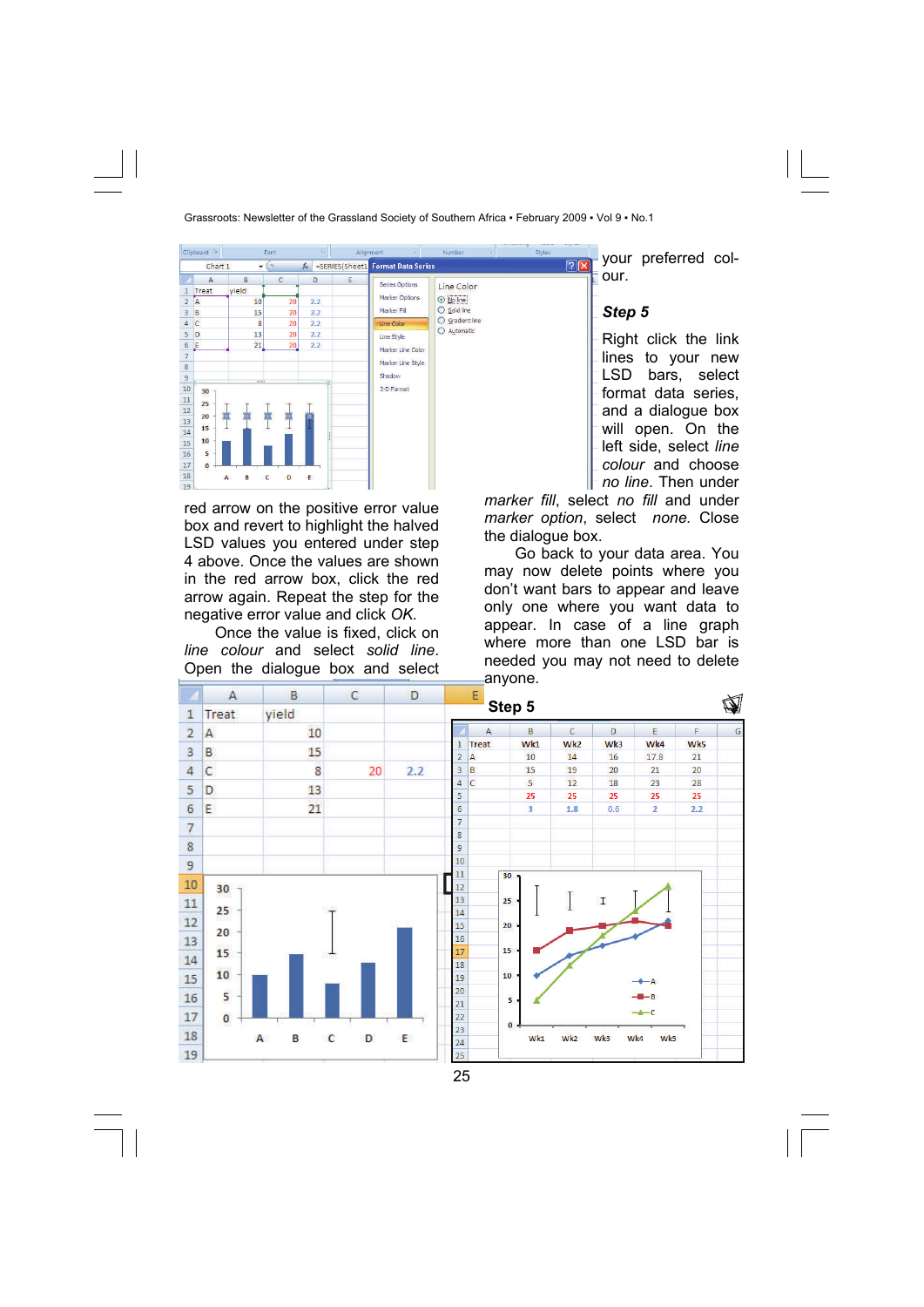your preferred colour.

### *Step 5*

Right click the link lines to your new LSD bars, select format data series, and a dialogue box will open. On the left side, select *line colour* and choose *no line*. Then under *marker fill*, select *no fill* and under *marker option*, select *none.* Close the dialogue box.

Go back to your data area. You may now delete points where you don't want bars to appear and leave only one where you want data to appear. In case of a line graph where more than one LSD bar is needed you may not need to delete anyone.

red arrow on the positive error value box and revert to highlight the halved LSD values you entered under step 4 above. Once the values are shown in the red arrow box, click the red arrow again. Repeat the step for the negative error value and click *OK*.

Once the value is fixed, click on *line colour* and select *solid line*. Open the dialogue box and select

**Step 5**